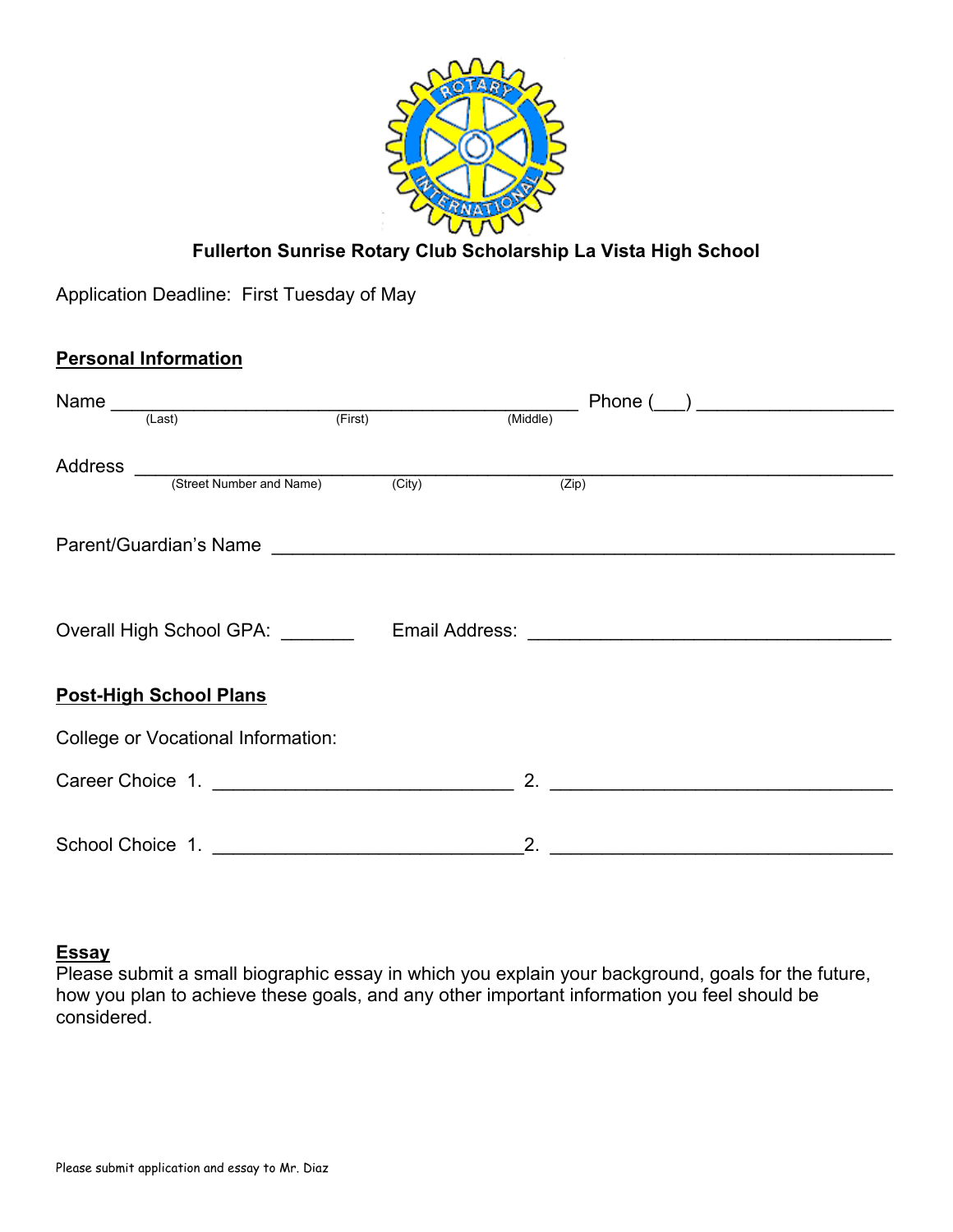# Fullerton Sunrise Rotary Club Scholarship La Vista High School

Application Deadline: First Tuesday of May

## Personal Information

Name ____________________________________________ Phone (___) __________________
(Last) (First) (Middle)

Address ______________________________________________________________________
(Street Number and Name) (City) (Zip)

Parent/Guardian's Name ____________________________________________________________

Overall High School GPA: _______ Email Address: __________________________________

## Post-High School Plans

College or Vocational Information:

Career Choice 1. ____________________________ 2. ________________________________

School Choice 1. _____________________________2. ________________________________

## Essay

Please submit a small biographic essay in which you explain your background, goals for the future, how you plan to achieve these goals, and any other important information you feel should be considered.

Please submit application and essay to Mr. Diaz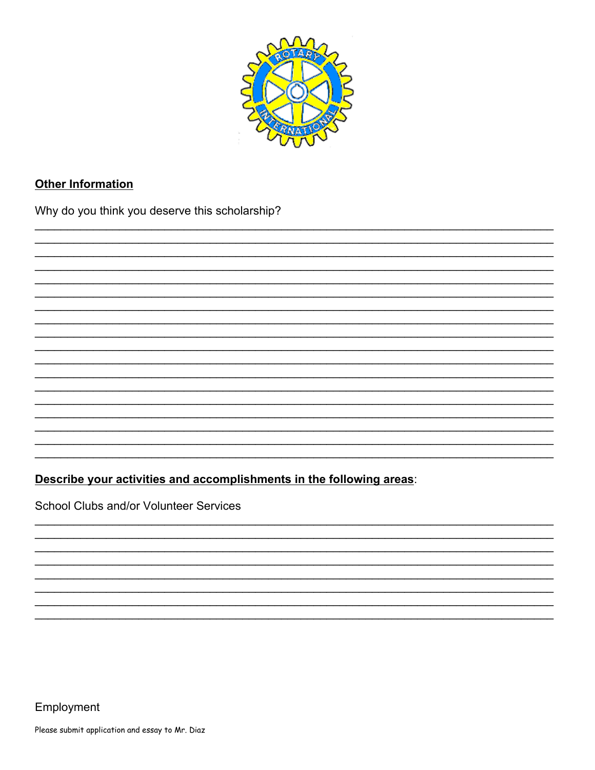**Other Information**

Why do you think you deserve this scholarship?

\_\_\_\_\_\_\_\_\_\_\_\_\_\_\_\_\_\_\_\_\_\_\_\_\_\_\_\_\_\_\_\_\_\_\_\_\_\_\_\_\_\_\_\_\_\_\_\_\_\_\_\_\_\_\_\_\_\_\_\_\_\_\_\_\_\_\_\_\_\_\_\_\_\_\_\_\_\_

\_\_\_\_\_\_\_\_\_\_\_\_\_\_\_\_\_\_\_\_\_\_\_\_\_\_\_\_\_\_\_\_\_\_\_\_\_\_\_\_\_\_\_\_\_\_\_\_\_\_\_\_\_\_\_\_\_\_\_\_\_\_\_\_\_\_\_\_\_\_\_\_\_\_\_\_\_\_

\_\_\_\_\_\_\_\_\_\_\_\_\_\_\_\_\_\_\_\_\_\_\_\_\_\_\_\_\_\_\_\_\_\_\_\_\_\_\_\_\_\_\_\_\_\_\_\_\_\_\_\_\_\_\_\_\_\_\_\_\_\_\_\_\_\_\_\_\_\_\_\_\_\_\_\_\_\_

\_\_\_\_\_\_\_\_\_\_\_\_\_\_\_\_\_\_\_\_\_\_\_\_\_\_\_\_\_\_\_\_\_\_\_\_\_\_\_\_\_\_\_\_\_\_\_\_\_\_\_\_\_\_\_\_\_\_\_\_\_\_\_\_\_\_\_\_\_\_\_\_\_\_\_\_\_\_

\_\_\_\_\_\_\_\_\_\_\_\_\_\_\_\_\_\_\_\_\_\_\_\_\_\_\_\_\_\_\_\_\_\_\_\_\_\_\_\_\_\_\_\_\_\_\_\_\_\_\_\_\_\_\_\_\_\_\_\_\_\_\_\_\_\_\_\_\_\_\_\_\_\_\_\_\_\_

\_\_\_\_\_\_\_\_\_\_\_\_\_\_\_\_\_\_\_\_\_\_\_\_\_\_\_\_\_\_\_\_\_\_\_\_\_\_\_\_\_\_\_\_\_\_\_\_\_\_\_\_\_\_\_\_\_\_\_\_\_\_\_\_\_\_\_\_\_\_\_\_\_\_\_\_\_\_

\_\_\_\_\_\_\_\_\_\_\_\_\_\_\_\_\_\_\_\_\_\_\_\_\_\_\_\_\_\_\_\_\_\_\_\_\_\_\_\_\_\_\_\_\_\_\_\_\_\_\_\_\_\_\_\_\_\_\_\_\_\_\_\_\_\_\_\_\_\_\_\_\_\_\_\_\_\_

\_\_\_\_\_\_\_\_\_\_\_\_\_\_\_\_\_\_\_\_\_\_\_\_\_\_\_\_\_\_\_\_\_\_\_\_\_\_\_\_\_\_\_\_\_\_\_\_\_\_\_\_\_\_\_\_\_\_\_\_\_\_\_\_\_\_\_\_\_\_\_\_\_\_\_\_\_\_

\_\_\_\_\_\_\_\_\_\_\_\_\_\_\_\_\_\_\_\_\_\_\_\_\_\_\_\_\_\_\_\_\_\_\_\_\_\_\_\_\_\_\_\_\_\_\_\_\_\_\_\_\_\_\_\_\_\_\_\_\_\_\_\_\_\_\_\_\_\_\_\_\_\_\_\_\_\_

\_\_\_\_\_\_\_\_\_\_\_\_\_\_\_\_\_\_\_\_\_\_\_\_\_\_\_\_\_\_\_\_\_\_\_\_\_\_\_\_\_\_\_\_\_\_\_\_\_\_\_\_\_\_\_\_\_\_\_\_\_\_\_\_\_\_\_\_\_\_\_\_\_\_\_\_\_\_

\_\_\_\_\_\_\_\_\_\_\_\_\_\_\_\_\_\_\_\_\_\_\_\_\_\_\_\_\_\_\_\_\_\_\_\_\_\_\_\_\_\_\_\_\_\_\_\_\_\_\_\_\_\_\_\_\_\_\_\_\_\_\_\_\_\_\_\_\_\_\_\_\_\_\_\_\_\_

\_\_\_\_\_\_\_\_\_\_\_\_\_\_\_\_\_\_\_\_\_\_\_\_\_\_\_\_\_\_\_\_\_\_\_\_\_\_\_\_\_\_\_\_\_\_\_\_\_\_\_\_\_\_\_\_\_\_\_\_\_\_\_\_\_\_\_\_\_\_\_\_\_\_\_\_\_\_

\_\_\_\_\_\_\_\_\_\_\_\_\_\_\_\_\_\_\_\_\_\_\_\_\_\_\_\_\_\_\_\_\_\_\_\_\_\_\_\_\_\_\_\_\_\_\_\_\_\_\_\_\_\_\_\_\_\_\_\_\_\_\_\_\_\_\_\_\_\_\_\_\_\_\_\_\_\_

\_\_\_\_\_\_\_\_\_\_\_\_\_\_\_\_\_\_\_\_\_\_\_\_\_\_\_\_\_\_\_\_\_\_\_\_\_\_\_\_\_\_\_\_\_\_\_\_\_\_\_\_\_\_\_\_\_\_\_\_\_\_\_\_\_\_\_\_\_\_\_\_\_\_\_\_\_\_

\_\_\_\_\_\_\_\_\_\_\_\_\_\_\_\_\_\_\_\_\_\_\_\_\_\_\_\_\_\_\_\_\_\_\_\_\_\_\_\_\_\_\_\_\_\_\_\_\_\_\_\_\_\_\_\_\_\_\_\_\_\_\_\_\_\_\_\_\_\_\_\_\_\_\_\_\_\_

\_\_\_\_\_\_\_\_\_\_\_\_\_\_\_\_\_\_\_\_\_\_\_\_\_\_\_\_\_\_\_\_\_\_\_\_\_\_\_\_\_\_\_\_\_\_\_\_\_\_\_\_\_\_\_\_\_\_\_\_\_\_\_\_\_\_\_\_\_\_\_\_\_\_\_\_\_\_

\_\_\_\_\_\_\_\_\_\_\_\_\_\_\_\_\_\_\_\_\_\_\_\_\_\_\_\_\_\_\_\_\_\_\_\_\_\_\_\_\_\_\_\_\_\_\_\_\_\_\_\_\_\_\_\_\_\_\_\_\_\_\_\_\_\_\_\_\_\_\_\_\_\_\_\_\_\_

\_\_\_\_\_\_\_\_\_\_\_\_\_\_\_\_\_\_\_\_\_\_\_\_\_\_\_\_\_\_\_\_\_\_\_\_\_\_\_\_\_\_\_\_\_\_\_\_\_\_\_\_\_\_\_\_\_\_\_\_\_\_\_\_\_\_\_\_\_\_\_\_\_\_\_\_\_\_

**Describe your activities and accomplishments in the following areas**:

School Clubs and/or Volunteer Services

\_\_\_\_\_\_\_\_\_\_\_\_\_\_\_\_\_\_\_\_\_\_\_\_\_\_\_\_\_\_\_\_\_\_\_\_\_\_\_\_\_\_\_\_\_\_\_\_\_\_\_\_\_\_\_\_\_\_\_\_\_\_\_\_\_\_\_\_\_\_\_\_\_\_\_\_\_\_

\_\_\_\_\_\_\_\_\_\_\_\_\_\_\_\_\_\_\_\_\_\_\_\_\_\_\_\_\_\_\_\_\_\_\_\_\_\_\_\_\_\_\_\_\_\_\_\_\_\_\_\_\_\_\_\_\_\_\_\_\_\_\_\_\_\_\_\_\_\_\_\_\_\_\_\_\_\_

\_\_\_\_\_\_\_\_\_\_\_\_\_\_\_\_\_\_\_\_\_\_\_\_\_\_\_\_\_\_\_\_\_\_\_\_\_\_\_\_\_\_\_\_\_\_\_\_\_\_\_\_\_\_\_\_\_\_\_\_\_\_\_\_\_\_\_\_\_\_\_\_\_\_\_\_\_\_

\_\_\_\_\_\_\_\_\_\_\_\_\_\_\_\_\_\_\_\_\_\_\_\_\_\_\_\_\_\_\_\_\_\_\_\_\_\_\_\_\_\_\_\_\_\_\_\_\_\_\_\_\_\_\_\_\_\_\_\_\_\_\_\_\_\_\_\_\_\_\_\_\_\_\_\_\_\_

\_\_\_\_\_\_\_\_\_\_\_\_\_\_\_\_\_\_\_\_\_\_\_\_\_\_\_\_\_\_\_\_\_\_\_\_\_\_\_\_\_\_\_\_\_\_\_\_\_\_\_\_\_\_\_\_\_\_\_\_\_\_\_\_\_\_\_\_\_\_\_\_\_\_\_\_\_\_

\_\_\_\_\_\_\_\_\_\_\_\_\_\_\_\_\_\_\_\_\_\_\_\_\_\_\_\_\_\_\_\_\_\_\_\_\_\_\_\_\_\_\_\_\_\_\_\_\_\_\_\_\_\_\_\_\_\_\_\_\_\_\_\_\_\_\_\_\_\_\_\_\_\_\_\_\_\_

\_\_\_\_\_\_\_\_\_\_\_\_\_\_\_\_\_\_\_\_\_\_\_\_\_\_\_\_\_\_\_\_\_\_\_\_\_\_\_\_\_\_\_\_\_\_\_\_\_\_\_\_\_\_\_\_\_\_\_\_\_\_\_\_\_\_\_\_\_\_\_\_\_\_\_\_\_\_

\_\_\_\_\_\_\_\_\_\_\_\_\_\_\_\_\_\_\_\_\_\_\_\_\_\_\_\_\_\_\_\_\_\_\_\_\_\_\_\_\_\_\_\_\_\_\_\_\_\_\_\_\_\_\_\_\_\_\_\_\_\_\_\_\_\_\_\_\_\_\_\_\_\_\_\_\_\_

\_\_\_\_\_\_\_\_\_\_\_\_\_\_\_\_\_\_\_\_\_\_\_\_\_\_\_\_\_\_\_\_\_\_\_\_\_\_\_\_\_\_\_\_\_\_\_\_\_\_\_\_\_\_\_\_\_\_\_\_\_\_\_\_\_\_\_\_\_\_\_\_\_\_\_\_\_\_

Employment

Please submit application and essay to Mr. Diaz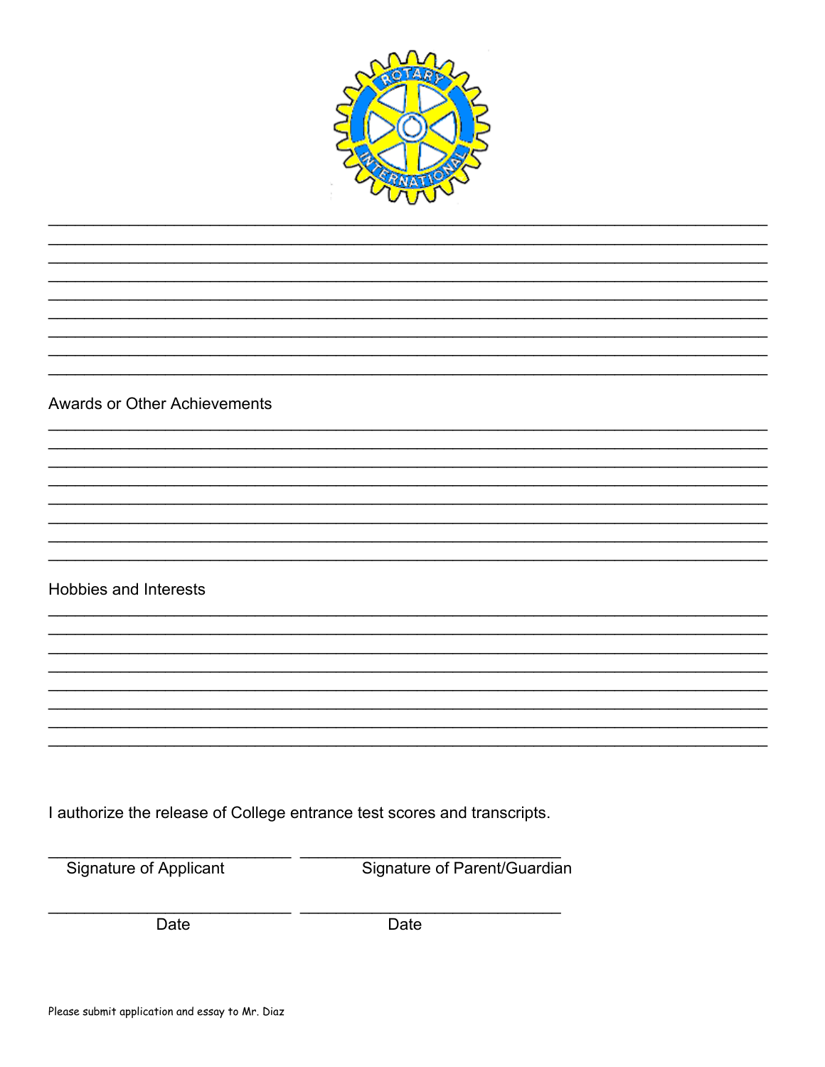Awards or Other Achievements

Hobbies and Interests

I authorize the release of College entrance test scores and transcripts.

\_\_\_\_\_\_\_\_\_\_\_\_\_\_\_\_\_\_\_\_\_\_\_\_\_\_\_\_ \_\_\_\_\_\_\_\_\_\_\_\_\_\_\_\_\_\_\_\_\_\_\_\_\_\_\_\_

Signature of Applicant    Signature of Parent/Guardian

\_\_\_\_\_\_\_\_\_\_\_\_\_\_\_\_\_\_\_\_\_\_\_\_\_\_\_\_ \_\_\_\_\_\_\_\_\_\_\_\_\_\_\_\_\_\_\_\_\_\_\_\_\_\_\_\_

Date    Date

Please submit application and essay to Mr. Diaz